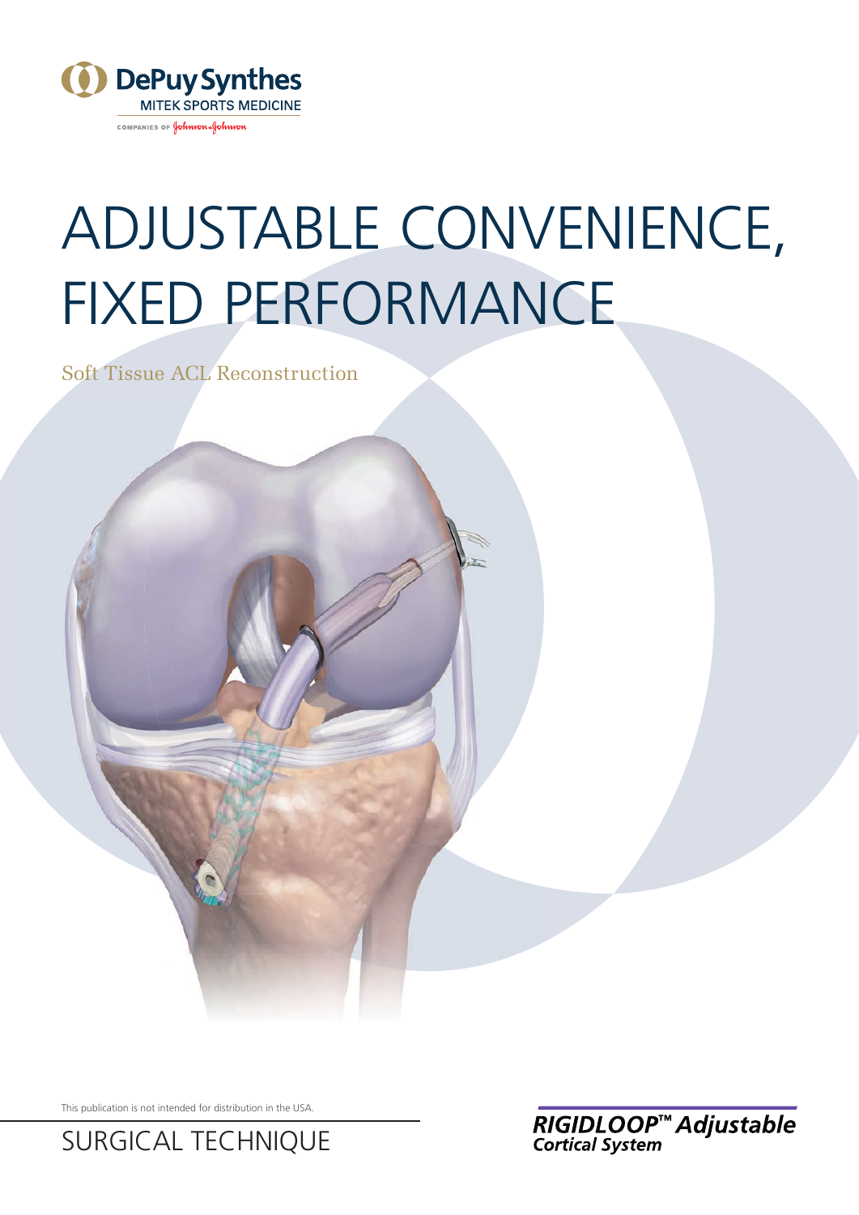DePuy Synthes
MITEK SPORTS MEDICINE
COMPANIES OF Johnson & Johnson

# ADJUSTABLE CONVENIENCE, FIXED PERFORMANCE

Soft Tissue ACL Reconstruction

This publication is not intended for distribution in the USA.

## SURGICAL TECHNIQUE

**RIGIDLOOP™ Adjustable Cortical System**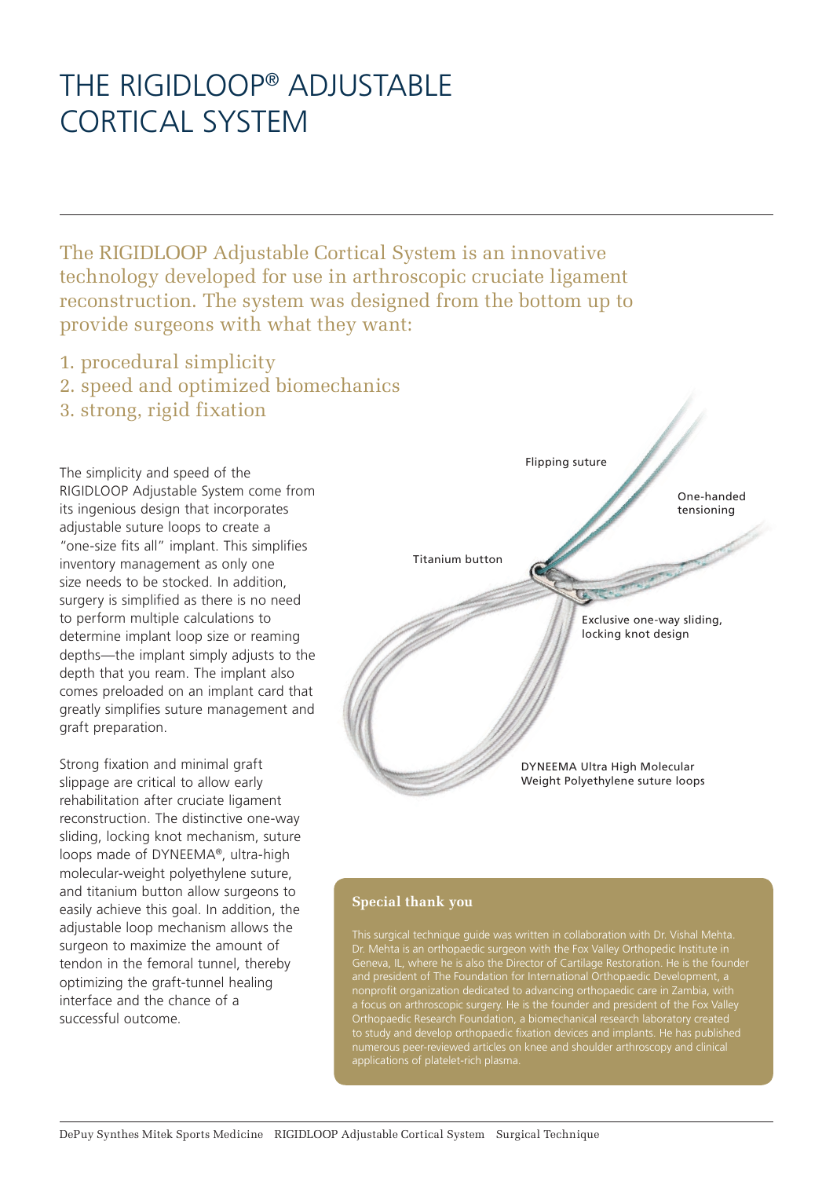# THE RIGIDLOOP® ADJUSTABLE CORTICAL SYSTEM

The RIGIDLOOP Adjustable Cortical System is an innovative technology developed for use in arthroscopic cruciate ligament reconstruction. The system was designed from the bottom up to provide surgeons with what they want:

1. procedural simplicity
2. speed and optimized biomechanics
3. strong, rigid fixation

The simplicity and speed of the RIGIDLOOP Adjustable System come from its ingenious design that incorporates adjustable suture loops to create a "one-size fits all" implant. This simplifies inventory management as only one size needs to be stocked. In addition, surgery is simplified as there is no need to perform multiple calculations to determine implant loop size or reaming depths—the implant simply adjusts to the depth that you ream. The implant also comes preloaded on an implant card that greatly simplifies suture management and graft preparation.

Strong fixation and minimal graft slippage are critical to allow early rehabilitation after cruciate ligament reconstruction. The distinctive one-way sliding, locking knot mechanism, suture loops made of DYNEEMA®, ultra-high molecular-weight polyethylene suture, and titanium button allow surgeons to easily achieve this goal. In addition, the adjustable loop mechanism allows the surgeon to maximize the amount of tendon in the femoral tunnel, thereby optimizing the graft-tunnel healing interface and the chance of a successful outcome.

Flipping suture

One-handed tensioning

Titanium button

Exclusive one-way sliding, locking knot design

DYNEEMA Ultra High Molecular Weight Polyethylene suture loops

**Special thank you**

This surgical technique guide was written in collaboration with Dr. Vishal Mehta. Dr. Mehta is an orthopaedic surgeon with the Fox Valley Orthopedic Institute in Geneva, IL, where he is also the Director of Cartilage Restoration. He is the founder and president of The Foundation for International Orthopaedic Development, a nonprofit organization dedicated to advancing orthopaedic care in Zambia, with a focus on arthroscopic surgery. He is the founder and president of the Fox Valley Orthopaedic Research Foundation, a biomechanical research laboratory created to study and develop orthopaedic fixation devices and implants. He has published numerous peer-reviewed articles on knee and shoulder arthroscopy and clinical applications of platelet-rich plasma.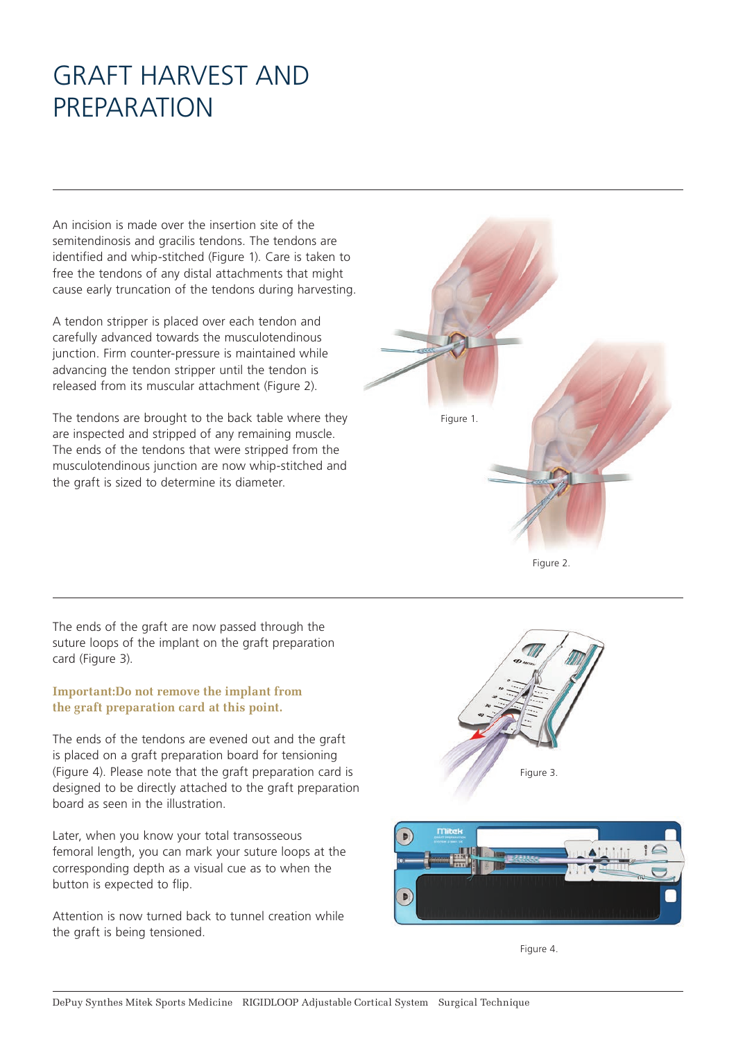# GRAFT HARVEST AND PREPARATION

An incision is made over the insertion site of the semitendinosis and gracilis tendons. The tendons are identified and whip-stitched (Figure 1). Care is taken to free the tendons of any distal attachments that might cause early truncation of the tendons during harvesting.

A tendon stripper is placed over each tendon and carefully advanced towards the musculotendinous junction. Firm counter-pressure is maintained while advancing the tendon stripper until the tendon is released from its muscular attachment (Figure 2).

The tendons are brought to the back table where they are inspected and stripped of any remaining muscle. The ends of the tendons that were stripped from the musculotendinous junction are now whip-stitched and the graft is sized to determine its diameter.

Figure 1.

Figure 2.

The ends of the graft are now passed through the suture loops of the implant on the graft preparation card (Figure 3).

**Important:Do not remove the implant from the graft preparation card at this point.**

The ends of the tendons are evened out and the graft is placed on a graft preparation board for tensioning (Figure 4). Please note that the graft preparation card is designed to be directly attached to the graft preparation board as seen in the illustration.

Later, when you know your total transosseous femoral length, you can mark your suture loops at the corresponding depth as a visual cue as to when the button is expected to flip.

Attention is now turned back to tunnel creation while the graft is being tensioned.

Figure 3.

Figure 4.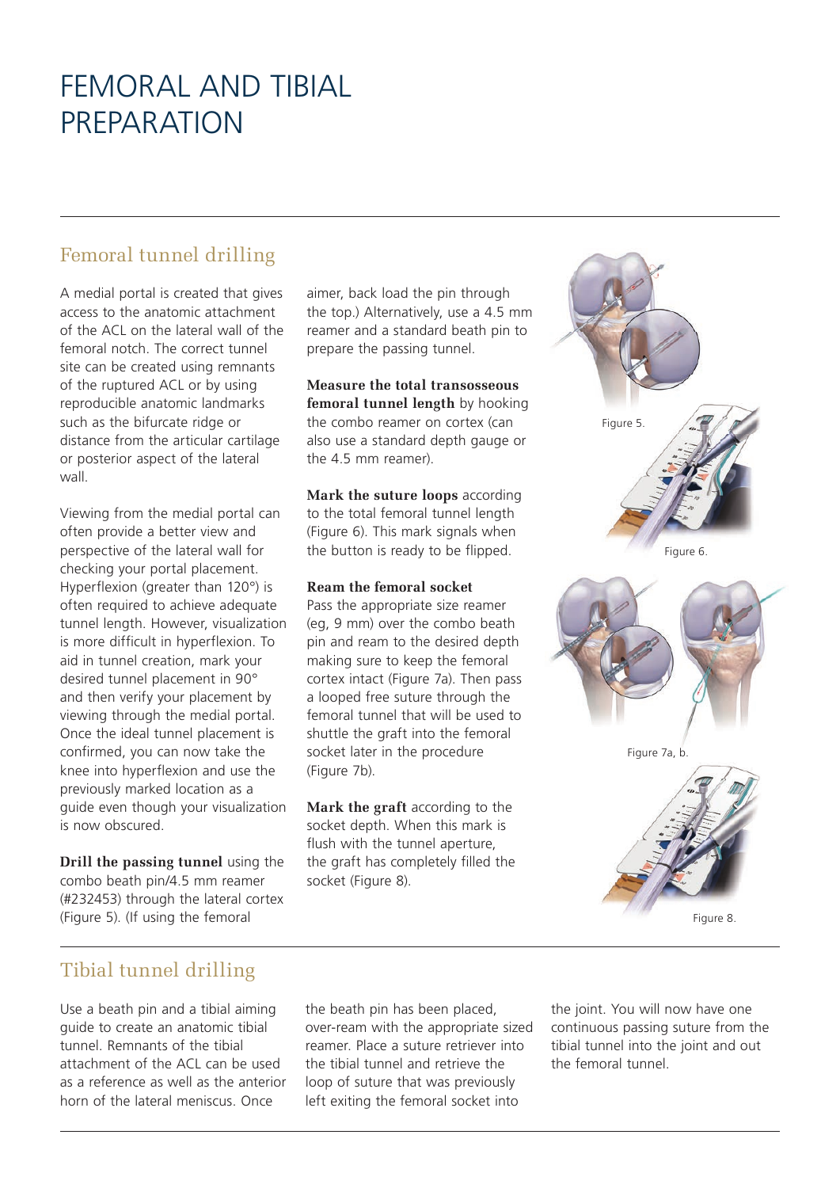# FEMORAL AND TIBIAL PREPARATION

## Femoral tunnel drilling

A medial portal is created that gives access to the anatomic attachment of the ACL on the lateral wall of the femoral notch. The correct tunnel site can be created using remnants of the ruptured ACL or by using reproducible anatomic landmarks such as the bifurcate ridge or distance from the articular cartilage or posterior aspect of the lateral wall.

Viewing from the medial portal can often provide a better view and perspective of the lateral wall for checking your portal placement. Hyperflexion (greater than 120°) is often required to achieve adequate tunnel length. However, visualization is more difficult in hyperflexion. To aid in tunnel creation, mark your desired tunnel placement in 90° and then verify your placement by viewing through the medial portal. Once the ideal tunnel placement is confirmed, you can now take the knee into hyperflexion and use the previously marked location as a guide even though your visualization is now obscured.

**Drill the passing tunnel** using the combo beath pin/4.5 mm reamer (#232453) through the lateral cortex (Figure 5). (If using the femoral aimer, back load the pin through the top.) Alternatively, use a 4.5 mm reamer and a standard beath pin to prepare the passing tunnel.

**Measure the total transosseous femoral tunnel length** by hooking the combo reamer on cortex (can also use a standard depth gauge or the 4.5 mm reamer).

**Mark the suture loops** according to the total femoral tunnel length (Figure 6). This mark signals when the button is ready to be flipped.

**Ream the femoral socket**
Pass the appropriate size reamer (eg, 9 mm) over the combo beath pin and ream to the desired depth making sure to keep the femoral cortex intact (Figure 7a). Then pass a looped free suture through the femoral tunnel that will be used to shuttle the graft into the femoral socket later in the procedure (Figure 7b).

**Mark the graft** according to the socket depth. When this mark is flush with the tunnel aperture, the graft has completely filled the socket (Figure 8).

Figure 5.

Figure 6.

Figure 7a, b.

Figure 8.

## Tibial tunnel drilling

Use a beath pin and a tibial aiming guide to create an anatomic tibial tunnel. Remnants of the tibial attachment of the ACL can be used as a reference as well as the anterior horn of the lateral meniscus. Once the beath pin has been placed, over-ream with the appropriate sized reamer. Place a suture retriever into the tibial tunnel and retrieve the loop of suture that was previously left exiting the femoral socket into the joint. You will now have one continuous passing suture from the tibial tunnel into the joint and out the femoral tunnel.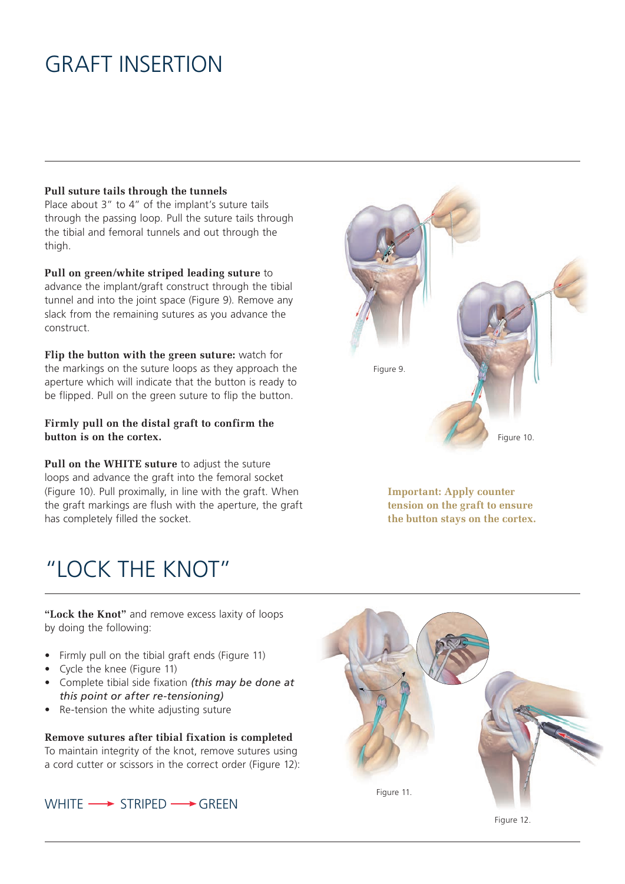# GRAFT INSERTION

**Pull suture tails through the tunnels**
Place about 3" to 4" of the implant's suture tails through the passing loop. Pull the suture tails through the tibial and femoral tunnels and out through the thigh.

**Pull on green/white striped leading suture** to advance the implant/graft construct through the tibial tunnel and into the joint space (Figure 9). Remove any slack from the remaining sutures as you advance the construct.

**Flip the button with the green suture:** watch for the markings on the suture loops as they approach the aperture which will indicate that the button is ready to be flipped. Pull on the green suture to flip the button.

**Firmly pull on the distal graft to confirm the button is on the cortex.**

**Pull on the WHITE suture** to adjust the suture loops and advance the graft into the femoral socket (Figure 10). Pull proximally, in line with the graft. When the graft markings are flush with the aperture, the graft has completely filled the socket.

Figure 9.

Figure 10.

**Important: Apply counter tension on the graft to ensure the button stays on the cortex.**

# "LOCK THE KNOT"

**"Lock the Knot"** and remove excess laxity of loops by doing the following:

- Firmly pull on the tibial graft ends (Figure 11)
- Cycle the knee (Figure 11)
- Complete tibial side fixation *(this may be done at this point or after re-tensioning)*
- Re-tension the white adjusting suture

**Remove sutures after tibial fixation is completed**
To maintain integrity of the knot, remove sutures using a cord cutter or scissors in the correct order (Figure 12):

WHITE ⟶ STRIPED ⟶ GREEN

Figure 11.

Figure 12.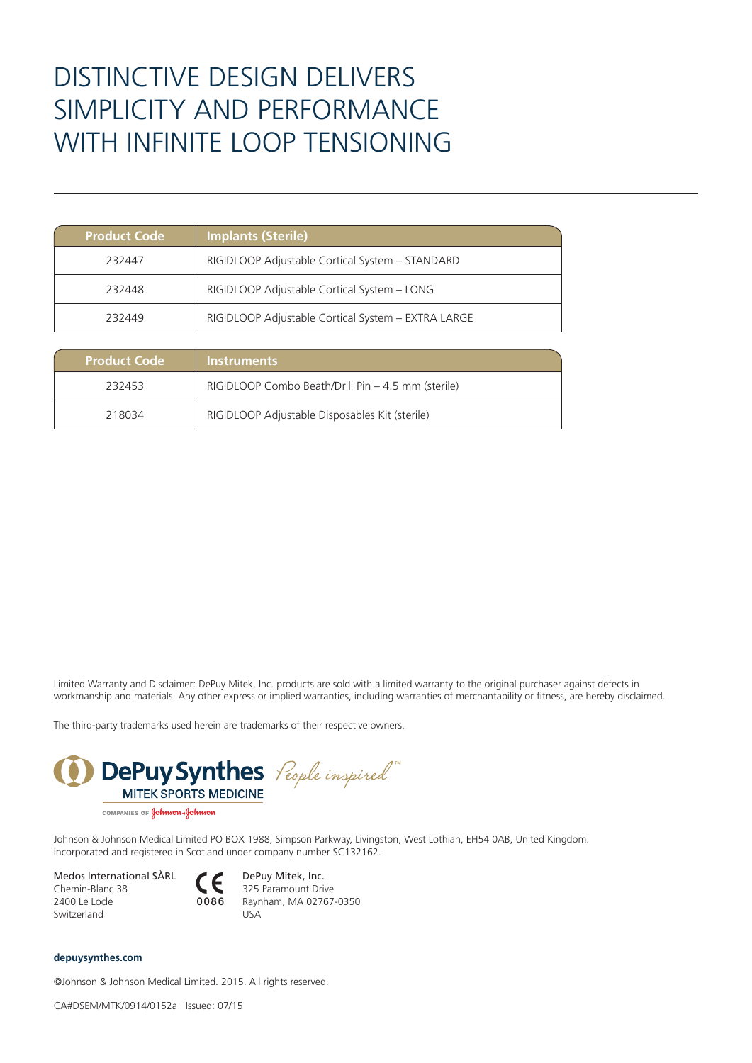# DISTINCTIVE DESIGN DELIVERS SIMPLICITY AND PERFORMANCE WITH INFINITE LOOP TENSIONING

| Product Code | Implants (Sterile) |
|---|---|
| 232447 | RIGIDLOOP Adjustable Cortical System – STANDARD |
| 232448 | RIGIDLOOP Adjustable Cortical System – LONG |
| 232449 | RIGIDLOOP Adjustable Cortical System – EXTRA LARGE |

| Product Code | Instruments |
|---|---|
| 232453 | RIGIDLOOP Combo Beath/Drill Pin – 4.5 mm (sterile) |
| 218034 | RIGIDLOOP Adjustable Disposables Kit (sterile) |

Limited Warranty and Disclaimer: DePuy Mitek, Inc. products are sold with a limited warranty to the original purchaser against defects in workmanship and materials. Any other express or implied warranties, including warranties of merchantability or fitness, are hereby disclaimed.

The third-party trademarks used herein are trademarks of their respective owners.

DePuy Synthes *People inspired*™
MITEK SPORTS MEDICINE
COMPANIES OF Johnson & Johnson

Johnson & Johnson Medical Limited PO BOX 1988, Simpson Parkway, Livingston, West Lothian, EH54 0AB, United Kingdom.
Incorporated and registered in Scotland under company number SC132162.

Medos International SÀRL
Chemin-Blanc 38
2400 Le Locle
Switzerland

CE 0086

DePuy Mitek, Inc.
325 Paramount Drive
Raynham, MA 02767-0350
USA

**depuysynthes.com**

©Johnson & Johnson Medical Limited. 2015. All rights reserved.

CA#DSEM/MTK/0914/0152a Issued: 07/15